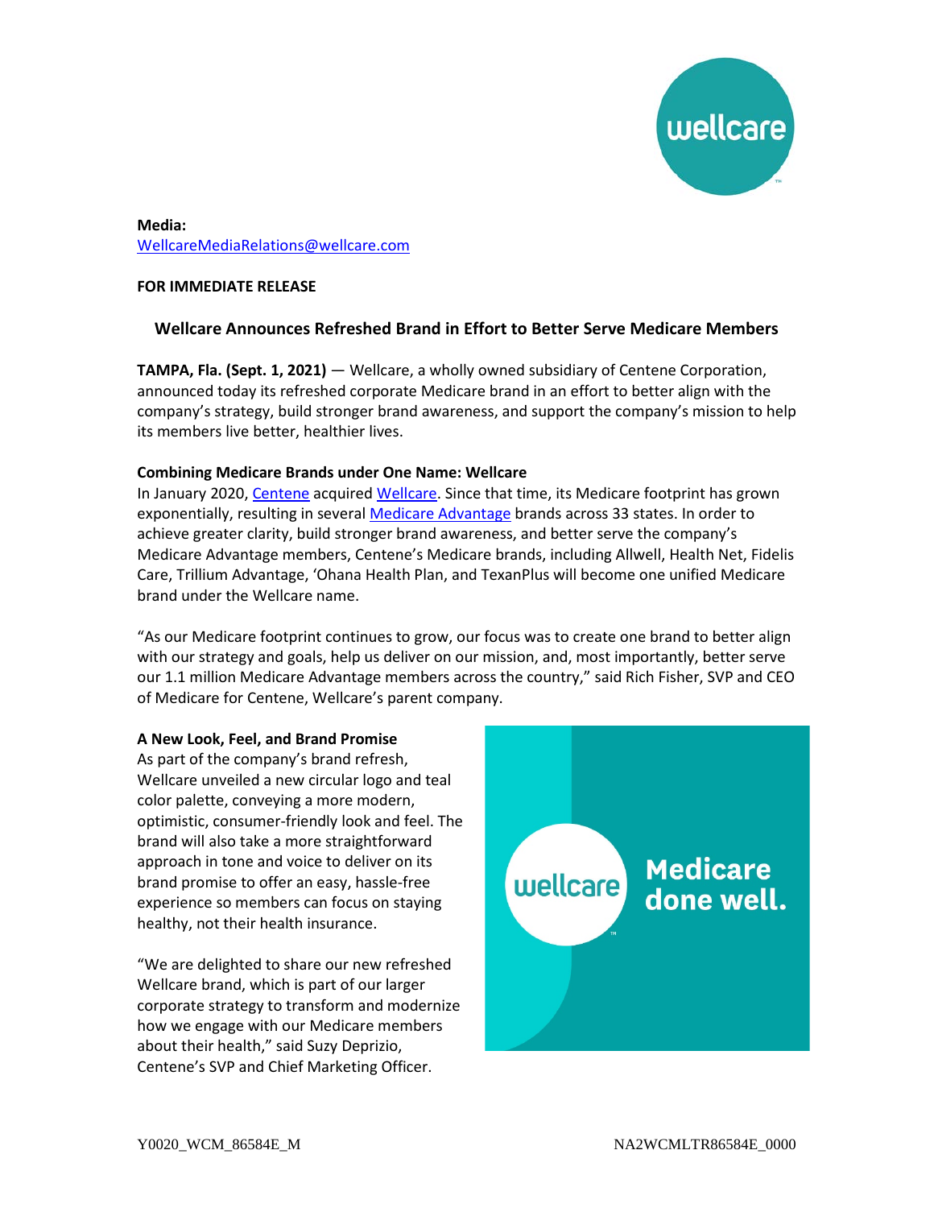**Media:**
WellcareMediaRelations@wellcare.com

**FOR IMMEDIATE RELEASE**

## Wellcare Announces Refreshed Brand in Effort to Better Serve Medicare Members

**TAMPA, Fla. (Sept. 1, 2021)** — Wellcare, a wholly owned subsidiary of Centene Corporation, announced today its refreshed corporate Medicare brand in an effort to better align with the company's strategy, build stronger brand awareness, and support the company's mission to help its members live better, healthier lives.

**Combining Medicare Brands under One Name: Wellcare**

In January 2020, Centene acquired Wellcare. Since that time, its Medicare footprint has grown exponentially, resulting in several Medicare Advantage brands across 33 states. In order to achieve greater clarity, build stronger brand awareness, and better serve the company's Medicare Advantage members, Centene's Medicare brands, including Allwell, Health Net, Fidelis Care, Trillium Advantage, 'Ohana Health Plan, and TexanPlus will become one unified Medicare brand under the Wellcare name.

"As our Medicare footprint continues to grow, our focus was to create one brand to better align with our strategy and goals, help us deliver on our mission, and, most importantly, better serve our 1.1 million Medicare Advantage members across the country," said Rich Fisher, SVP and CEO of Medicare for Centene, Wellcare's parent company.

**A New Look, Feel, and Brand Promise**

As part of the company's brand refresh, Wellcare unveiled a new circular logo and teal color palette, conveying a more modern, optimistic, consumer-friendly look and feel. The brand will also take a more straightforward approach in tone and voice to deliver on its brand promise to offer an easy, hassle-free experience so members can focus on staying healthy, not their health insurance.

"We are delighted to share our new refreshed Wellcare brand, which is part of our larger corporate strategy to transform and modernize how we engage with our Medicare members about their health," said Suzy Deprizio, Centene's SVP and Chief Marketing Officer.

Y0020_WCM_86584E_M NA2WCMLTR86584E_0000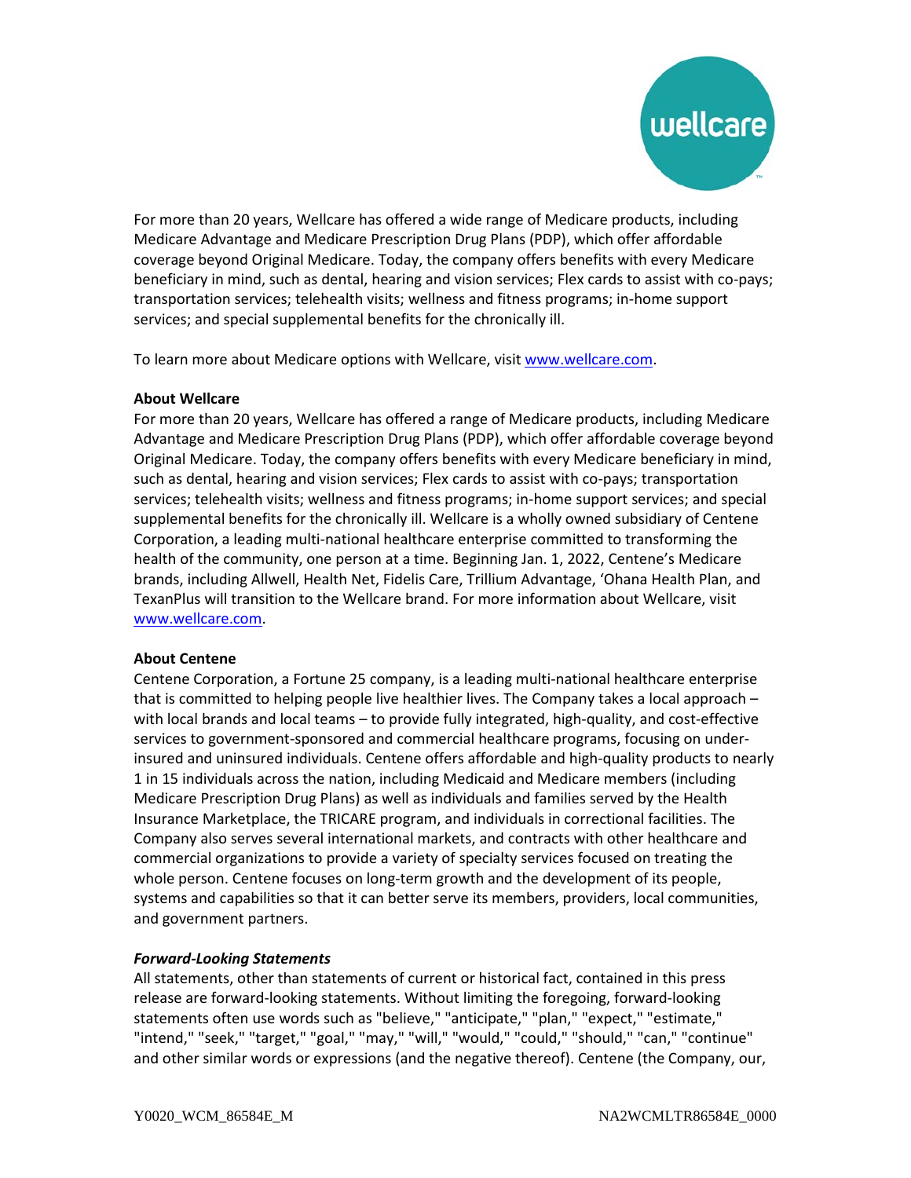For more than 20 years, Wellcare has offered a wide range of Medicare products, including Medicare Advantage and Medicare Prescription Drug Plans (PDP), which offer affordable coverage beyond Original Medicare. Today, the company offers benefits with every Medicare beneficiary in mind, such as dental, hearing and vision services; Flex cards to assist with co-pays; transportation services; telehealth visits; wellness and fitness programs; in-home support services; and special supplemental benefits for the chronically ill.

To learn more about Medicare options with Wellcare, visit www.wellcare.com.

**About Wellcare**
For more than 20 years, Wellcare has offered a range of Medicare products, including Medicare Advantage and Medicare Prescription Drug Plans (PDP), which offer affordable coverage beyond Original Medicare. Today, the company offers benefits with every Medicare beneficiary in mind, such as dental, hearing and vision services; Flex cards to assist with co-pays; transportation services; telehealth visits; wellness and fitness programs; in-home support services; and special supplemental benefits for the chronically ill. Wellcare is a wholly owned subsidiary of Centene Corporation, a leading multi-national healthcare enterprise committed to transforming the health of the community, one person at a time. Beginning Jan. 1, 2022, Centene's Medicare brands, including Allwell, Health Net, Fidelis Care, Trillium Advantage, 'Ohana Health Plan, and TexanPlus will transition to the Wellcare brand. For more information about Wellcare, visit www.wellcare.com.

**About Centene**
Centene Corporation, a Fortune 25 company, is a leading multi-national healthcare enterprise that is committed to helping people live healthier lives. The Company takes a local approach – with local brands and local teams – to provide fully integrated, high-quality, and cost-effective services to government-sponsored and commercial healthcare programs, focusing on under-insured and uninsured individuals. Centene offers affordable and high-quality products to nearly 1 in 15 individuals across the nation, including Medicaid and Medicare members (including Medicare Prescription Drug Plans) as well as individuals and families served by the Health Insurance Marketplace, the TRICARE program, and individuals in correctional facilities. The Company also serves several international markets, and contracts with other healthcare and commercial organizations to provide a variety of specialty services focused on treating the whole person. Centene focuses on long-term growth and the development of its people, systems and capabilities so that it can better serve its members, providers, local communities, and government partners.

***Forward-Looking Statements***
All statements, other than statements of current or historical fact, contained in this press release are forward-looking statements. Without limiting the foregoing, forward-looking statements often use words such as "believe," "anticipate," "plan," "expect," "estimate," "intend," "seek," "target," "goal," "may," "will," "would," "could," "should," "can," "continue" and other similar words or expressions (and the negative thereof). Centene (the Company, our,

Y0020_WCM_86584E_M NA2WCMLTR86584E_0000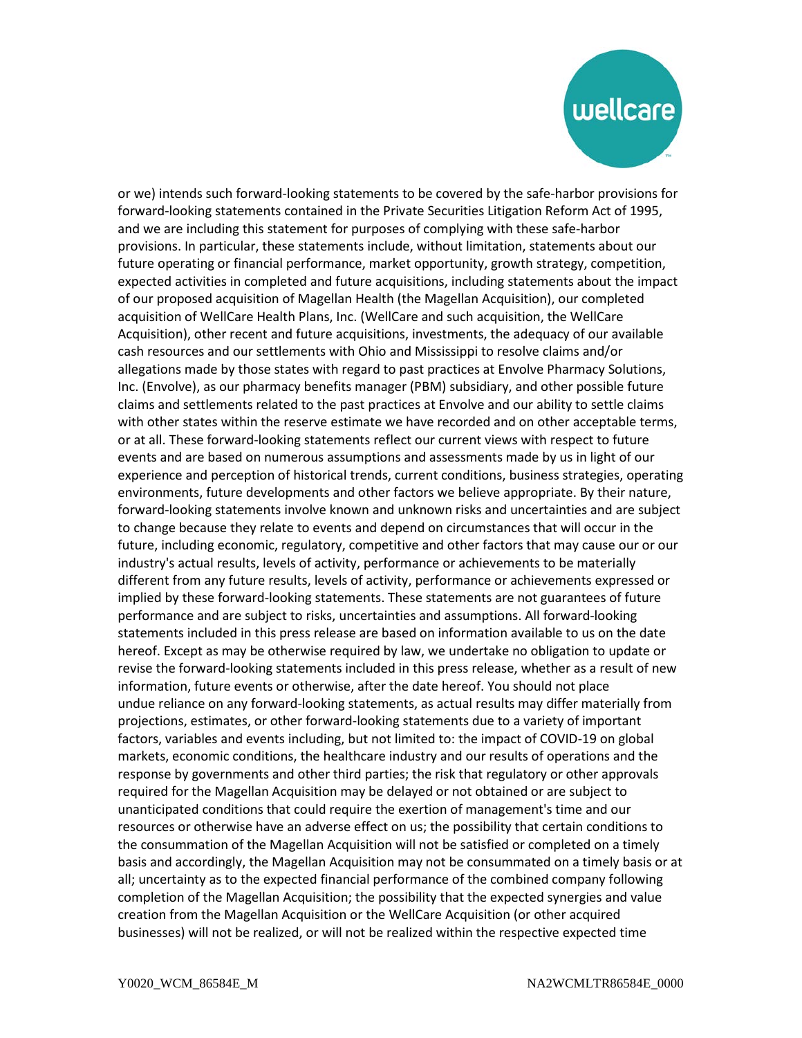or we) intends such forward-looking statements to be covered by the safe-harbor provisions for forward-looking statements contained in the Private Securities Litigation Reform Act of 1995, and we are including this statement for purposes of complying with these safe-harbor provisions. In particular, these statements include, without limitation, statements about our future operating or financial performance, market opportunity, growth strategy, competition, expected activities in completed and future acquisitions, including statements about the impact of our proposed acquisition of Magellan Health (the Magellan Acquisition), our completed acquisition of WellCare Health Plans, Inc. (WellCare and such acquisition, the WellCare Acquisition), other recent and future acquisitions, investments, the adequacy of our available cash resources and our settlements with Ohio and Mississippi to resolve claims and/or allegations made by those states with regard to past practices at Envolve Pharmacy Solutions, Inc. (Envolve), as our pharmacy benefits manager (PBM) subsidiary, and other possible future claims and settlements related to the past practices at Envolve and our ability to settle claims with other states within the reserve estimate we have recorded and on other acceptable terms, or at all. These forward-looking statements reflect our current views with respect to future events and are based on numerous assumptions and assessments made by us in light of our experience and perception of historical trends, current conditions, business strategies, operating environments, future developments and other factors we believe appropriate. By their nature, forward-looking statements involve known and unknown risks and uncertainties and are subject to change because they relate to events and depend on circumstances that will occur in the future, including economic, regulatory, competitive and other factors that may cause our or our industry's actual results, levels of activity, performance or achievements to be materially different from any future results, levels of activity, performance or achievements expressed or implied by these forward-looking statements. These statements are not guarantees of future performance and are subject to risks, uncertainties and assumptions. All forward-looking statements included in this press release are based on information available to us on the date hereof. Except as may be otherwise required by law, we undertake no obligation to update or revise the forward-looking statements included in this press release, whether as a result of new information, future events or otherwise, after the date hereof. You should not place undue reliance on any forward-looking statements, as actual results may differ materially from projections, estimates, or other forward-looking statements due to a variety of important factors, variables and events including, but not limited to: the impact of COVID-19 on global markets, economic conditions, the healthcare industry and our results of operations and the response by governments and other third parties; the risk that regulatory or other approvals required for the Magellan Acquisition may be delayed or not obtained or are subject to unanticipated conditions that could require the exertion of management's time and our resources or otherwise have an adverse effect on us; the possibility that certain conditions to the consummation of the Magellan Acquisition will not be satisfied or completed on a timely basis and accordingly, the Magellan Acquisition may not be consummated on a timely basis or at all; uncertainty as to the expected financial performance of the combined company following completion of the Magellan Acquisition; the possibility that the expected synergies and value creation from the Magellan Acquisition or the WellCare Acquisition (or other acquired businesses) will not be realized, or will not be realized within the respective expected time

Y0020_WCM_86584E_M NA2WCMLTR86584E_0000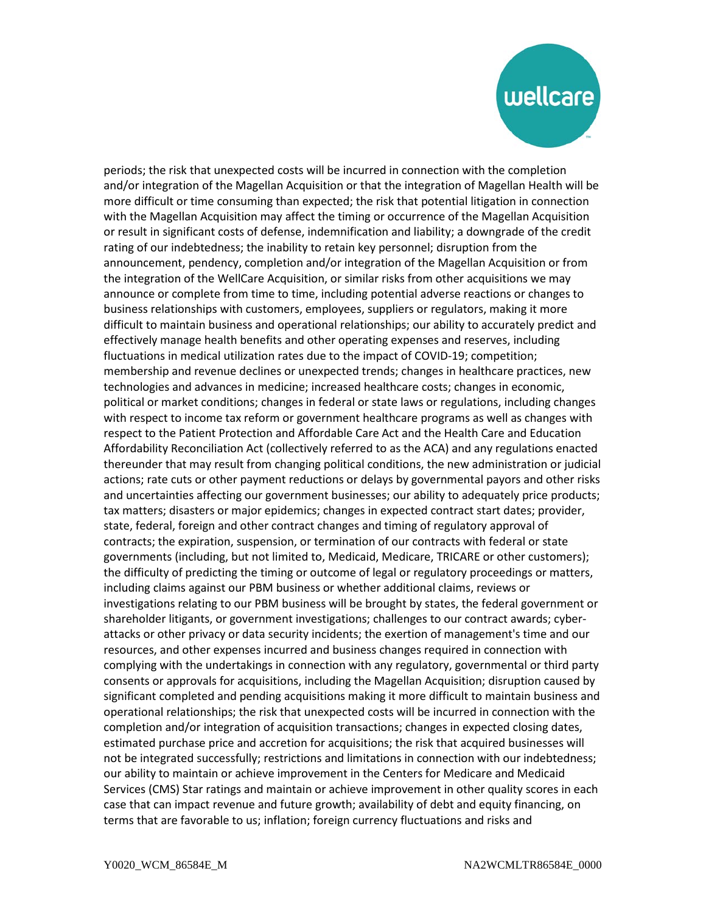periods; the risk that unexpected costs will be incurred in connection with the completion and/or integration of the Magellan Acquisition or that the integration of Magellan Health will be more difficult or time consuming than expected; the risk that potential litigation in connection with the Magellan Acquisition may affect the timing or occurrence of the Magellan Acquisition or result in significant costs of defense, indemnification and liability; a downgrade of the credit rating of our indebtedness; the inability to retain key personnel; disruption from the announcement, pendency, completion and/or integration of the Magellan Acquisition or from the integration of the WellCare Acquisition, or similar risks from other acquisitions we may announce or complete from time to time, including potential adverse reactions or changes to business relationships with customers, employees, suppliers or regulators, making it more difficult to maintain business and operational relationships; our ability to accurately predict and effectively manage health benefits and other operating expenses and reserves, including fluctuations in medical utilization rates due to the impact of COVID-19; competition; membership and revenue declines or unexpected trends; changes in healthcare practices, new technologies and advances in medicine; increased healthcare costs; changes in economic, political or market conditions; changes in federal or state laws or regulations, including changes with respect to income tax reform or government healthcare programs as well as changes with respect to the Patient Protection and Affordable Care Act and the Health Care and Education Affordability Reconciliation Act (collectively referred to as the ACA) and any regulations enacted thereunder that may result from changing political conditions, the new administration or judicial actions; rate cuts or other payment reductions or delays by governmental payors and other risks and uncertainties affecting our government businesses; our ability to adequately price products; tax matters; disasters or major epidemics; changes in expected contract start dates; provider, state, federal, foreign and other contract changes and timing of regulatory approval of contracts; the expiration, suspension, or termination of our contracts with federal or state governments (including, but not limited to, Medicaid, Medicare, TRICARE or other customers); the difficulty of predicting the timing or outcome of legal or regulatory proceedings or matters, including claims against our PBM business or whether additional claims, reviews or investigations relating to our PBM business will be brought by states, the federal government or shareholder litigants, or government investigations; challenges to our contract awards; cyber-attacks or other privacy or data security incidents; the exertion of management's time and our resources, and other expenses incurred and business changes required in connection with complying with the undertakings in connection with any regulatory, governmental or third party consents or approvals for acquisitions, including the Magellan Acquisition; disruption caused by significant completed and pending acquisitions making it more difficult to maintain business and operational relationships; the risk that unexpected costs will be incurred in connection with the completion and/or integration of acquisition transactions; changes in expected closing dates, estimated purchase price and accretion for acquisitions; the risk that acquired businesses will not be integrated successfully; restrictions and limitations in connection with our indebtedness; our ability to maintain or achieve improvement in the Centers for Medicare and Medicaid Services (CMS) Star ratings and maintain or achieve improvement in other quality scores in each case that can impact revenue and future growth; availability of debt and equity financing, on terms that are favorable to us; inflation; foreign currency fluctuations and risks and

Y0020_WCM_86584E_M NA2WCMLTR86584E_0000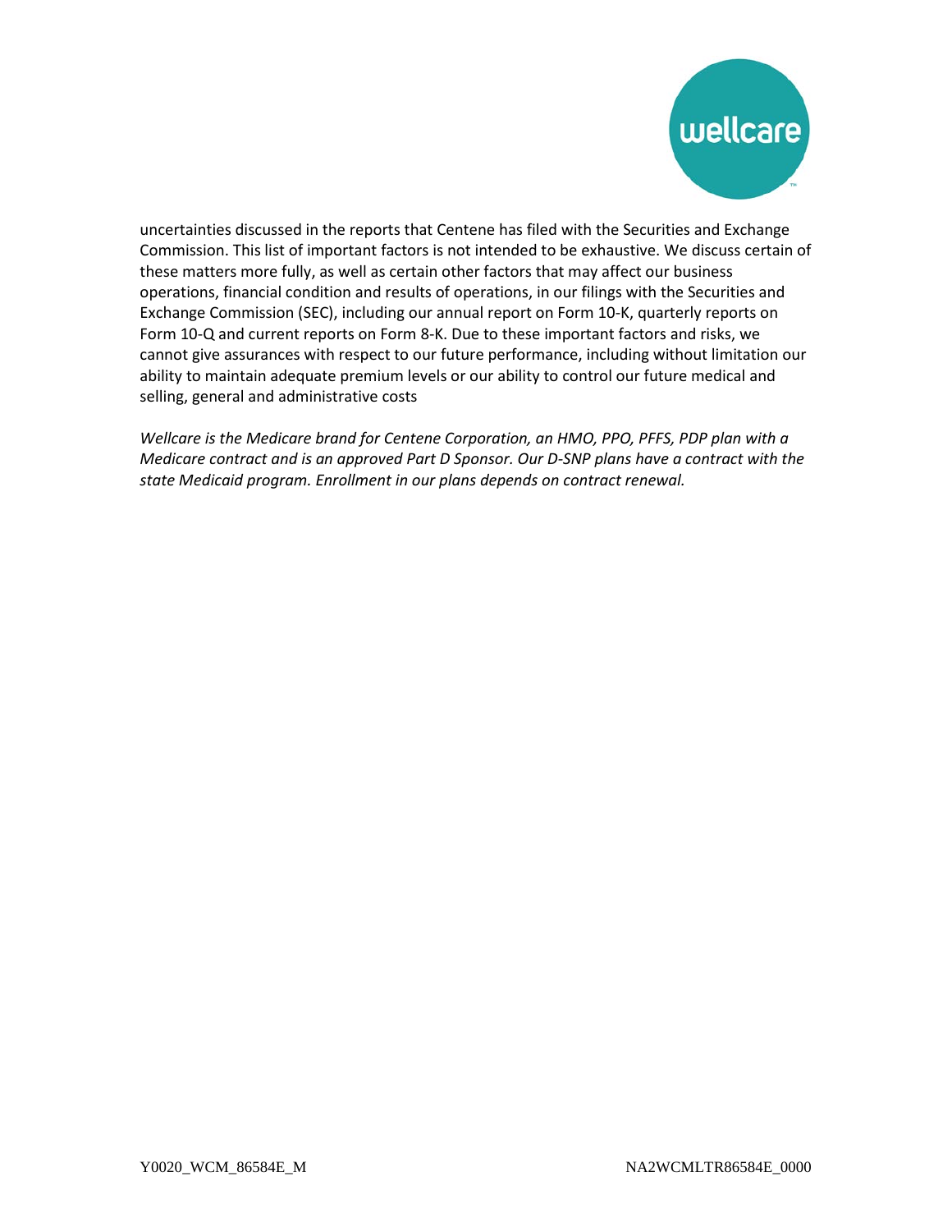uncertainties discussed in the reports that Centene has filed with the Securities and Exchange Commission. This list of important factors is not intended to be exhaustive. We discuss certain of these matters more fully, as well as certain other factors that may affect our business operations, financial condition and results of operations, in our filings with the Securities and Exchange Commission (SEC), including our annual report on Form 10-K, quarterly reports on Form 10-Q and current reports on Form 8-K. Due to these important factors and risks, we cannot give assurances with respect to our future performance, including without limitation our ability to maintain adequate premium levels or our ability to control our future medical and selling, general and administrative costs

*Wellcare is the Medicare brand for Centene Corporation, an HMO, PPO, PFFS, PDP plan with a Medicare contract and is an approved Part D Sponsor. Our D-SNP plans have a contract with the state Medicaid program. Enrollment in our plans depends on contract renewal.*

Y0020_WCM_86584E_M NA2WCMLTR86584E_0000